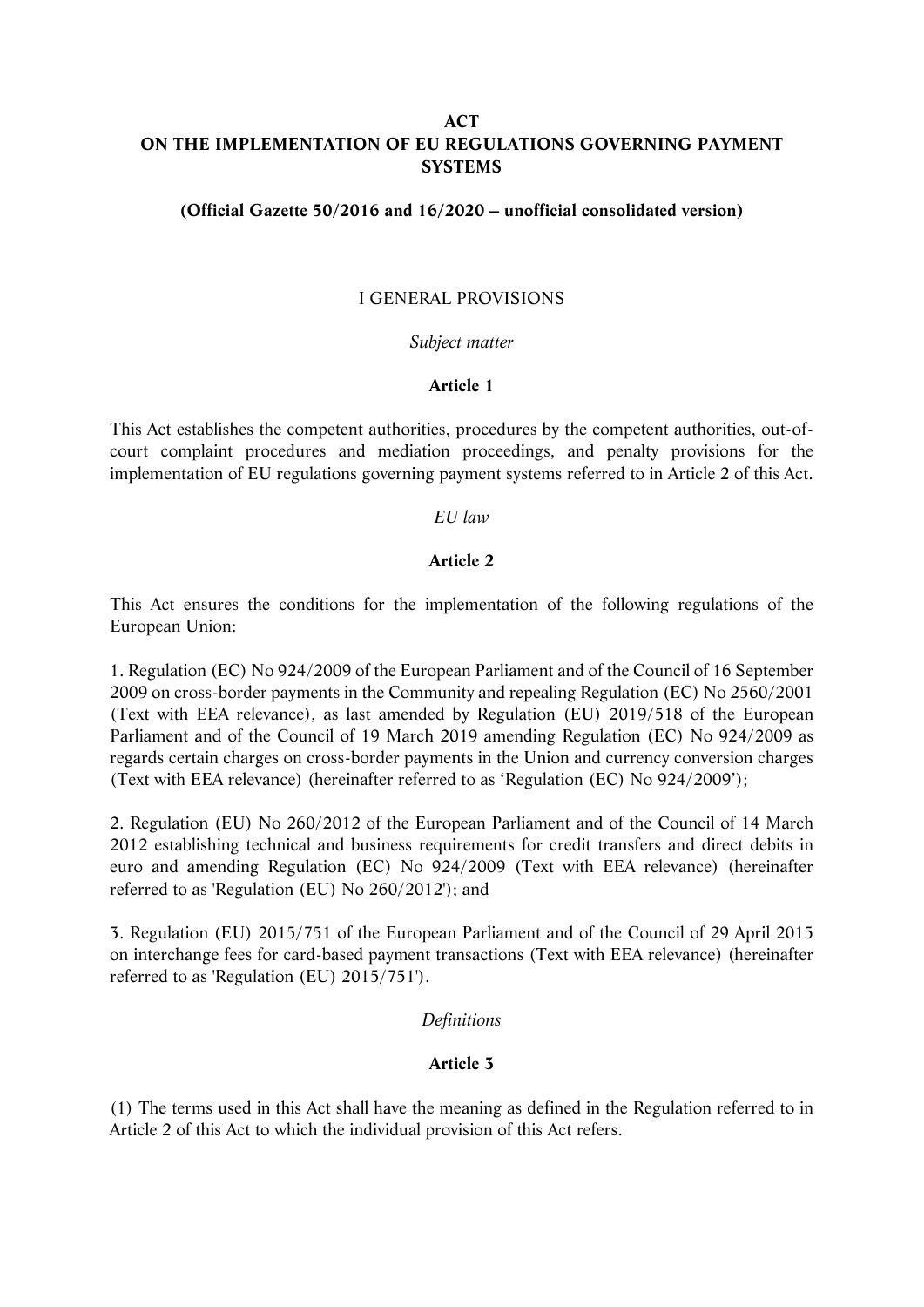# ACT
# ON THE IMPLEMENTATION OF EU REGULATIONS GOVERNING PAYMENT SYSTEMS

**(Official Gazette 50/2016 and 16/2020 – unofficial consolidated version)**

## I GENERAL PROVISIONS

*Subject matter*

### Article 1

This Act establishes the competent authorities, procedures by the competent authorities, out-of-court complaint procedures and mediation proceedings, and penalty provisions for the implementation of EU regulations governing payment systems referred to in Article 2 of this Act.

*EU law*

### Article 2

This Act ensures the conditions for the implementation of the following regulations of the European Union:

1. Regulation (EC) No 924/2009 of the European Parliament and of the Council of 16 September 2009 on cross-border payments in the Community and repealing Regulation (EC) No 2560/2001 (Text with EEA relevance), as last amended by Regulation (EU) 2019/518 of the European Parliament and of the Council of 19 March 2019 amending Regulation (EC) No 924/2009 as regards certain charges on cross-border payments in the Union and currency conversion charges (Text with EEA relevance) (hereinafter referred to as 'Regulation (EC) No 924/2009');

2. Regulation (EU) No 260/2012 of the European Parliament and of the Council of 14 March 2012 establishing technical and business requirements for credit transfers and direct debits in euro and amending Regulation (EC) No 924/2009 (Text with EEA relevance) (hereinafter referred to as 'Regulation (EU) No 260/2012'); and

3. Regulation (EU) 2015/751 of the European Parliament and of the Council of 29 April 2015 on interchange fees for card-based payment transactions (Text with EEA relevance) (hereinafter referred to as 'Regulation (EU) 2015/751').

*Definitions*

### Article 3

(1) The terms used in this Act shall have the meaning as defined in the Regulation referred to in Article 2 of this Act to which the individual provision of this Act refers.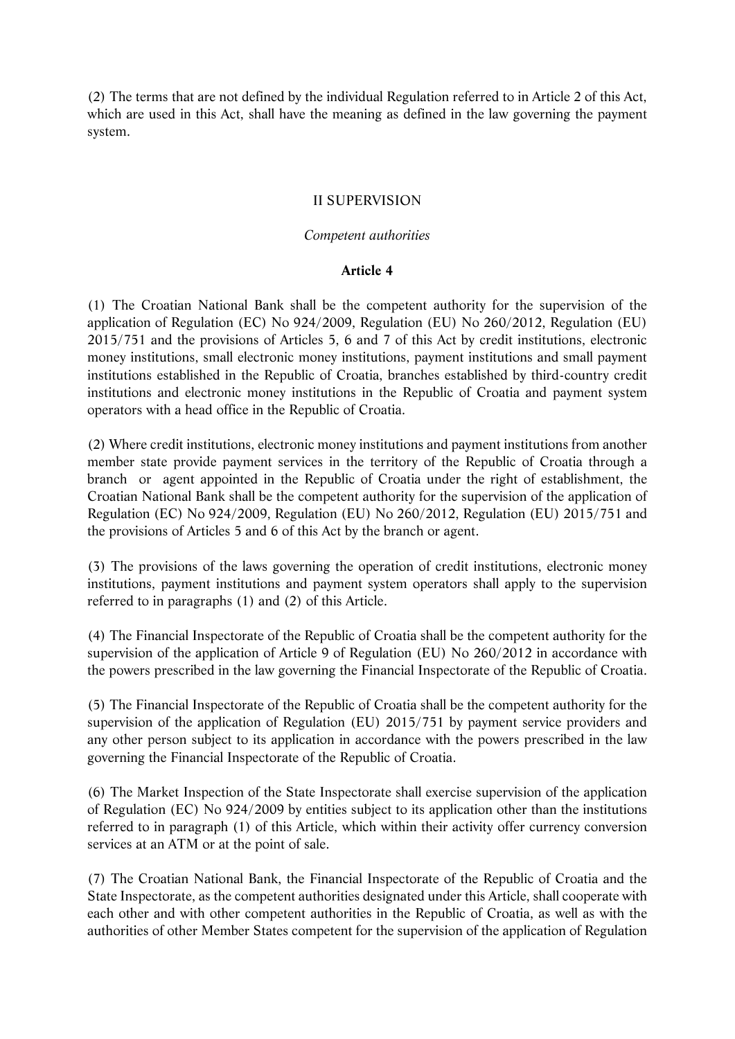(2) The terms that are not defined by the individual Regulation referred to in Article 2 of this Act, which are used in this Act, shall have the meaning as defined in the law governing the payment system.

## II SUPERVISION

*Competent authorities*

### Article 4

(1) The Croatian National Bank shall be the competent authority for the supervision of the application of Regulation (EC) No 924/2009, Regulation (EU) No 260/2012, Regulation (EU) 2015/751 and the provisions of Articles 5, 6 and 7 of this Act by credit institutions, electronic money institutions, small electronic money institutions, payment institutions and small payment institutions established in the Republic of Croatia, branches established by third-country credit institutions and electronic money institutions in the Republic of Croatia and payment system operators with a head office in the Republic of Croatia.

(2) Where credit institutions, electronic money institutions and payment institutions from another member state provide payment services in the territory of the Republic of Croatia through a branch or agent appointed in the Republic of Croatia under the right of establishment, the Croatian National Bank shall be the competent authority for the supervision of the application of Regulation (EC) No 924/2009, Regulation (EU) No 260/2012, Regulation (EU) 2015/751 and the provisions of Articles 5 and 6 of this Act by the branch or agent.

(3) The provisions of the laws governing the operation of credit institutions, electronic money institutions, payment institutions and payment system operators shall apply to the supervision referred to in paragraphs (1) and (2) of this Article.

(4) The Financial Inspectorate of the Republic of Croatia shall be the competent authority for the supervision of the application of Article 9 of Regulation (EU) No 260/2012 in accordance with the powers prescribed in the law governing the Financial Inspectorate of the Republic of Croatia.

(5) The Financial Inspectorate of the Republic of Croatia shall be the competent authority for the supervision of the application of Regulation (EU) 2015/751 by payment service providers and any other person subject to its application in accordance with the powers prescribed in the law governing the Financial Inspectorate of the Republic of Croatia.

(6) The Market Inspection of the State Inspectorate shall exercise supervision of the application of Regulation (EC) No 924/2009 by entities subject to its application other than the institutions referred to in paragraph (1) of this Article, which within their activity offer currency conversion services at an ATM or at the point of sale.

(7) The Croatian National Bank, the Financial Inspectorate of the Republic of Croatia and the State Inspectorate, as the competent authorities designated under this Article, shall cooperate with each other and with other competent authorities in the Republic of Croatia, as well as with the authorities of other Member States competent for the supervision of the application of Regulation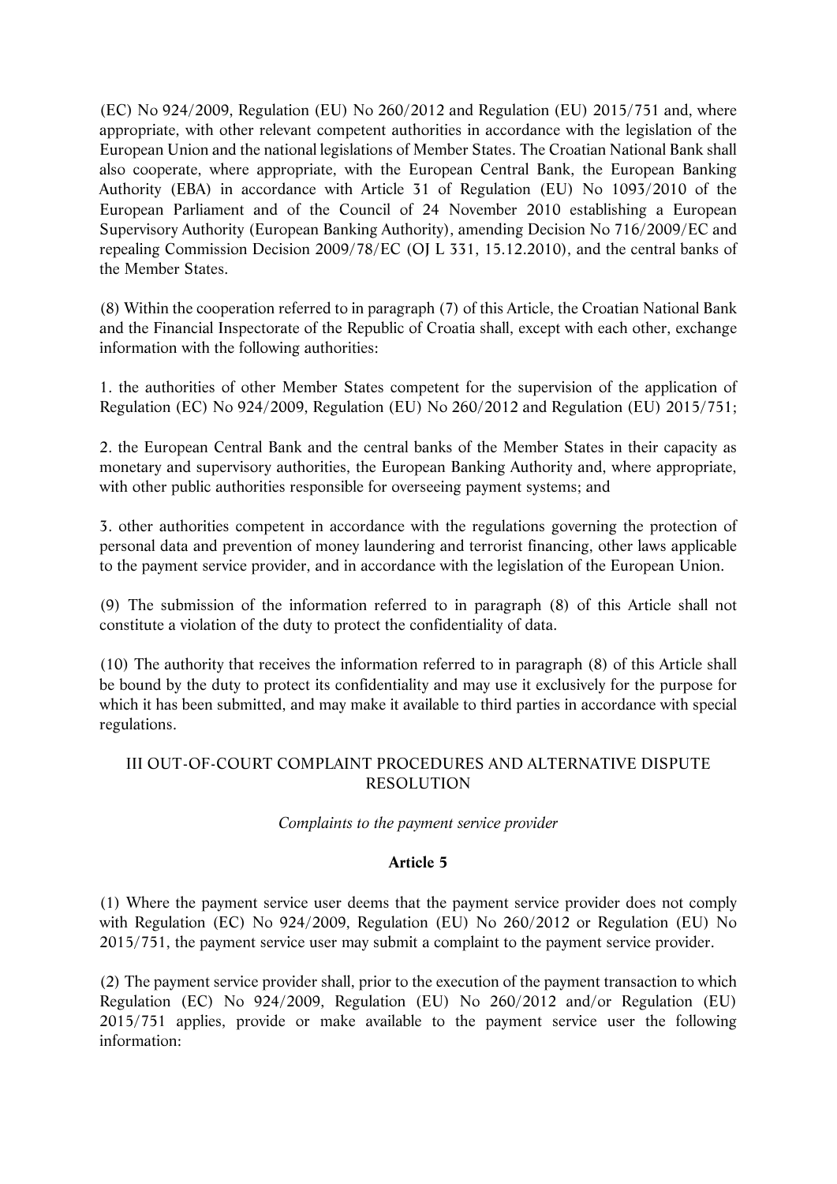(EC) No 924/2009, Regulation (EU) No 260/2012 and Regulation (EU) 2015/751 and, where appropriate, with other relevant competent authorities in accordance with the legislation of the European Union and the national legislations of Member States. The Croatian National Bank shall also cooperate, where appropriate, with the European Central Bank, the European Banking Authority (EBA) in accordance with Article 31 of Regulation (EU) No 1093/2010 of the European Parliament and of the Council of 24 November 2010 establishing a European Supervisory Authority (European Banking Authority), amending Decision No 716/2009/EC and repealing Commission Decision 2009/78/EC (OJ L 331, 15.12.2010), and the central banks of the Member States.

(8) Within the cooperation referred to in paragraph (7) of this Article, the Croatian National Bank and the Financial Inspectorate of the Republic of Croatia shall, except with each other, exchange information with the following authorities:

1. the authorities of other Member States competent for the supervision of the application of Regulation (EC) No 924/2009, Regulation (EU) No 260/2012 and Regulation (EU) 2015/751;

2. the European Central Bank and the central banks of the Member States in their capacity as monetary and supervisory authorities, the European Banking Authority and, where appropriate, with other public authorities responsible for overseeing payment systems; and

3. other authorities competent in accordance with the regulations governing the protection of personal data and prevention of money laundering and terrorist financing, other laws applicable to the payment service provider, and in accordance with the legislation of the European Union.

(9) The submission of the information referred to in paragraph (8) of this Article shall not constitute a violation of the duty to protect the confidentiality of data.

(10) The authority that receives the information referred to in paragraph (8) of this Article shall be bound by the duty to protect its confidentiality and may use it exclusively for the purpose for which it has been submitted, and may make it available to third parties in accordance with special regulations.

## III OUT-OF-COURT COMPLAINT PROCEDURES AND ALTERNATIVE DISPUTE RESOLUTION

*Complaints to the payment service provider*

**Article 5**

(1) Where the payment service user deems that the payment service provider does not comply with Regulation (EC) No 924/2009, Regulation (EU) No 260/2012 or Regulation (EU) No 2015/751, the payment service user may submit a complaint to the payment service provider.

(2) The payment service provider shall, prior to the execution of the payment transaction to which Regulation (EC) No 924/2009, Regulation (EU) No 260/2012 and/or Regulation (EU) 2015/751 applies, provide or make available to the payment service user the following information: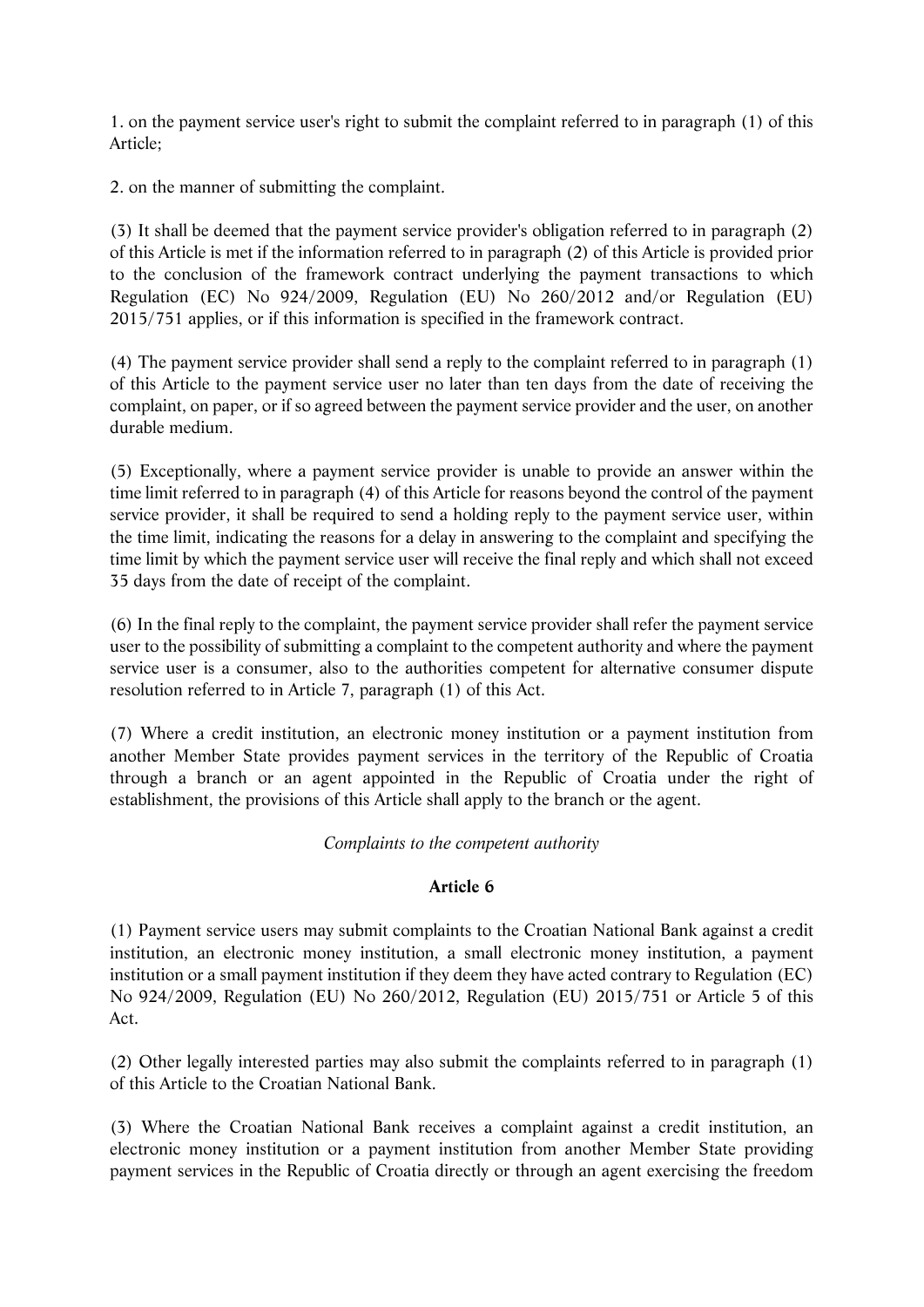1. on the payment service user's right to submit the complaint referred to in paragraph (1) of this Article;

2. on the manner of submitting the complaint.

(3) It shall be deemed that the payment service provider's obligation referred to in paragraph (2) of this Article is met if the information referred to in paragraph (2) of this Article is provided prior to the conclusion of the framework contract underlying the payment transactions to which Regulation (EC) No 924/2009, Regulation (EU) No 260/2012 and/or Regulation (EU) 2015/751 applies, or if this information is specified in the framework contract.

(4) The payment service provider shall send a reply to the complaint referred to in paragraph (1) of this Article to the payment service user no later than ten days from the date of receiving the complaint, on paper, or if so agreed between the payment service provider and the user, on another durable medium.

(5) Exceptionally, where a payment service provider is unable to provide an answer within the time limit referred to in paragraph (4) of this Article for reasons beyond the control of the payment service provider, it shall be required to send a holding reply to the payment service user, within the time limit, indicating the reasons for a delay in answering to the complaint and specifying the time limit by which the payment service user will receive the final reply and which shall not exceed 35 days from the date of receipt of the complaint.

(6) In the final reply to the complaint, the payment service provider shall refer the payment service user to the possibility of submitting a complaint to the competent authority and where the payment service user is a consumer, also to the authorities competent for alternative consumer dispute resolution referred to in Article 7, paragraph (1) of this Act.

(7) Where a credit institution, an electronic money institution or a payment institution from another Member State provides payment services in the territory of the Republic of Croatia through a branch or an agent appointed in the Republic of Croatia under the right of establishment, the provisions of this Article shall apply to the branch or the agent.

*Complaints to the competent authority*

**Article 6**

(1) Payment service users may submit complaints to the Croatian National Bank against a credit institution, an electronic money institution, a small electronic money institution, a payment institution or a small payment institution if they deem they have acted contrary to Regulation (EC) No 924/2009, Regulation (EU) No 260/2012, Regulation (EU) 2015/751 or Article 5 of this Act.

(2) Other legally interested parties may also submit the complaints referred to in paragraph (1) of this Article to the Croatian National Bank.

(3) Where the Croatian National Bank receives a complaint against a credit institution, an electronic money institution or a payment institution from another Member State providing payment services in the Republic of Croatia directly or through an agent exercising the freedom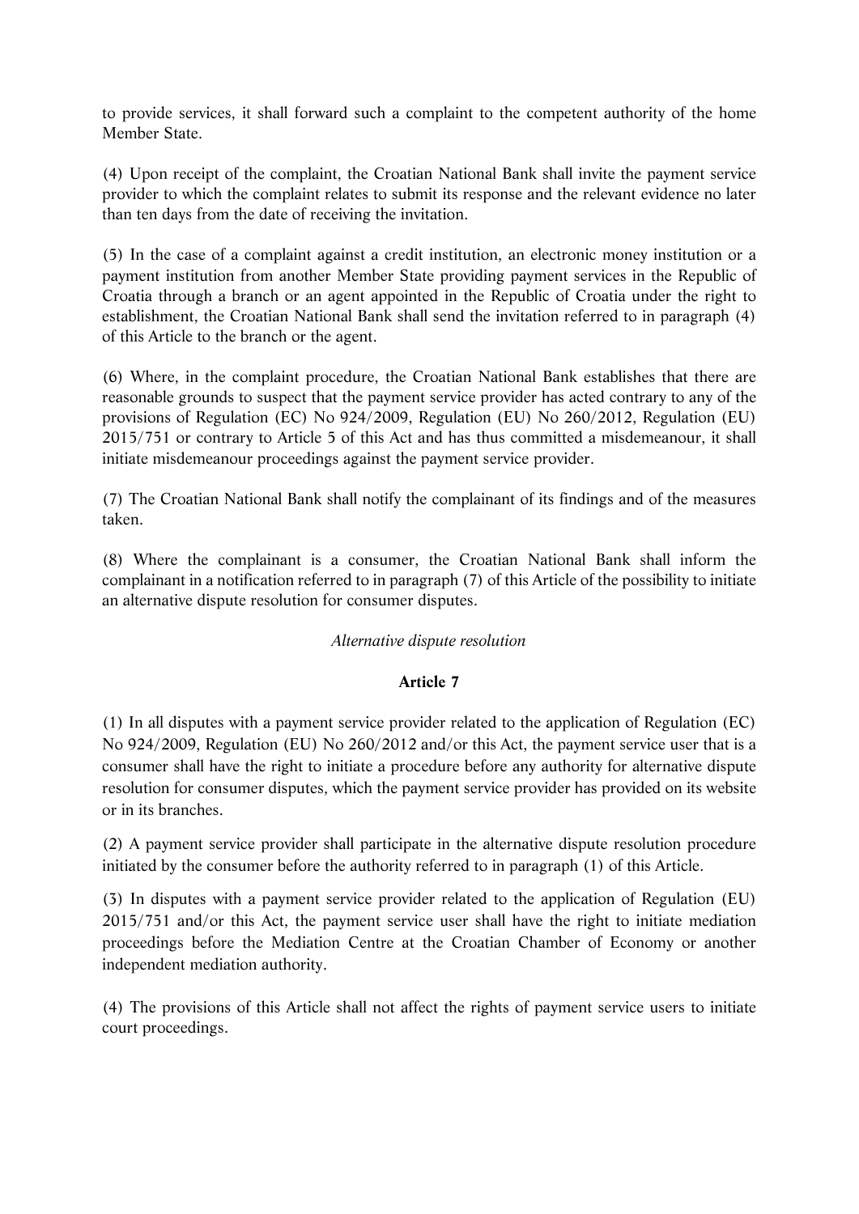to provide services, it shall forward such a complaint to the competent authority of the home Member State.

(4) Upon receipt of the complaint, the Croatian National Bank shall invite the payment service provider to which the complaint relates to submit its response and the relevant evidence no later than ten days from the date of receiving the invitation.

(5) In the case of a complaint against a credit institution, an electronic money institution or a payment institution from another Member State providing payment services in the Republic of Croatia through a branch or an agent appointed in the Republic of Croatia under the right to establishment, the Croatian National Bank shall send the invitation referred to in paragraph (4) of this Article to the branch or the agent.

(6) Where, in the complaint procedure, the Croatian National Bank establishes that there are reasonable grounds to suspect that the payment service provider has acted contrary to any of the provisions of Regulation (EC) No 924/2009, Regulation (EU) No 260/2012, Regulation (EU) 2015/751 or contrary to Article 5 of this Act and has thus committed a misdemeanour, it shall initiate misdemeanour proceedings against the payment service provider.

(7) The Croatian National Bank shall notify the complainant of its findings and of the measures taken.

(8) Where the complainant is a consumer, the Croatian National Bank shall inform the complainant in a notification referred to in paragraph (7) of this Article of the possibility to initiate an alternative dispute resolution for consumer disputes.

*Alternative dispute resolution*

**Article 7**

(1) In all disputes with a payment service provider related to the application of Regulation (EC) No 924/2009, Regulation (EU) No 260/2012 and/or this Act, the payment service user that is a consumer shall have the right to initiate a procedure before any authority for alternative dispute resolution for consumer disputes, which the payment service provider has provided on its website or in its branches.

(2) A payment service provider shall participate in the alternative dispute resolution procedure initiated by the consumer before the authority referred to in paragraph (1) of this Article.

(3) In disputes with a payment service provider related to the application of Regulation (EU) 2015/751 and/or this Act, the payment service user shall have the right to initiate mediation proceedings before the Mediation Centre at the Croatian Chamber of Economy or another independent mediation authority.

(4) The provisions of this Article shall not affect the rights of payment service users to initiate court proceedings.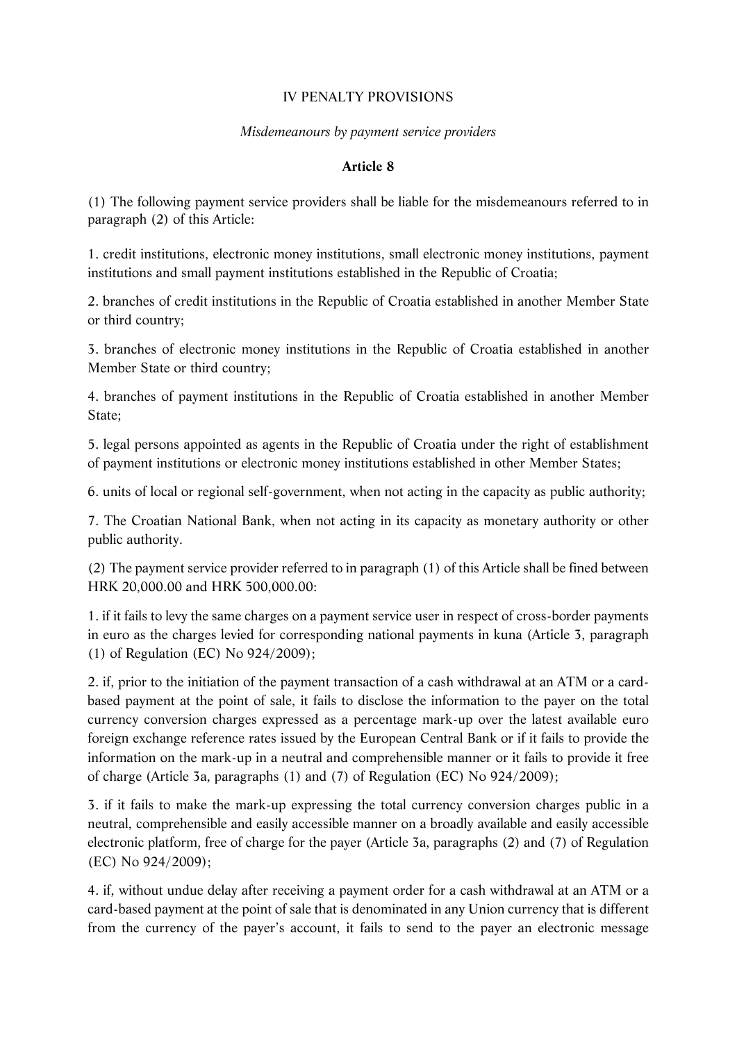## IV PENALTY PROVISIONS

*Misdemeanours by payment service providers*

**Article 8**

(1) The following payment service providers shall be liable for the misdemeanours referred to in paragraph (2) of this Article:

1. credit institutions, electronic money institutions, small electronic money institutions, payment institutions and small payment institutions established in the Republic of Croatia;

2. branches of credit institutions in the Republic of Croatia established in another Member State or third country;

3. branches of electronic money institutions in the Republic of Croatia established in another Member State or third country;

4. branches of payment institutions in the Republic of Croatia established in another Member State;

5. legal persons appointed as agents in the Republic of Croatia under the right of establishment of payment institutions or electronic money institutions established in other Member States;

6. units of local or regional self-government, when not acting in the capacity as public authority;

7. The Croatian National Bank, when not acting in its capacity as monetary authority or other public authority.

(2) The payment service provider referred to in paragraph (1) of this Article shall be fined between HRK 20,000.00 and HRK 500,000.00:

1. if it fails to levy the same charges on a payment service user in respect of cross-border payments in euro as the charges levied for corresponding national payments in kuna (Article 3, paragraph (1) of Regulation (EC) No 924/2009);

2. if, prior to the initiation of the payment transaction of a cash withdrawal at an ATM or a card-based payment at the point of sale, it fails to disclose the information to the payer on the total currency conversion charges expressed as a percentage mark-up over the latest available euro foreign exchange reference rates issued by the European Central Bank or if it fails to provide the information on the mark-up in a neutral and comprehensible manner or it fails to provide it free of charge (Article 3a, paragraphs (1) and (7) of Regulation (EC) No 924/2009);

3. if it fails to make the mark-up expressing the total currency conversion charges public in a neutral, comprehensible and easily accessible manner on a broadly available and easily accessible electronic platform, free of charge for the payer (Article 3a, paragraphs (2) and (7) of Regulation (EC) No 924/2009);

4. if, without undue delay after receiving a payment order for a cash withdrawal at an ATM or a card-based payment at the point of sale that is denominated in any Union currency that is different from the currency of the payer's account, it fails to send to the payer an electronic message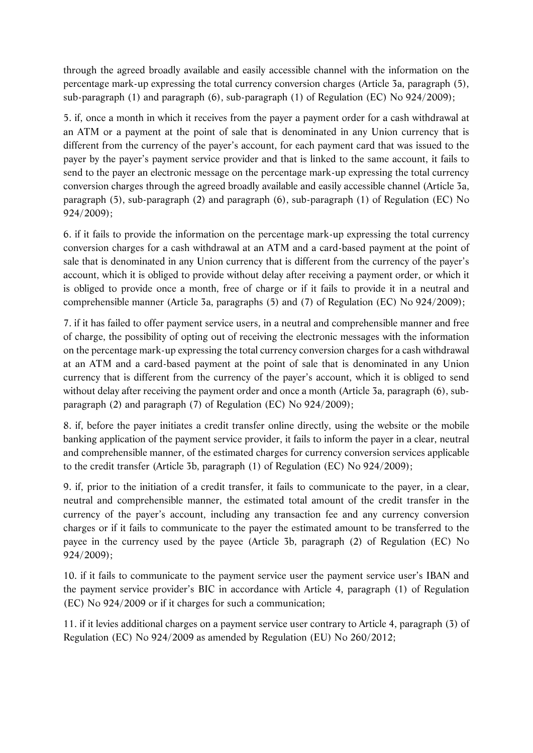through the agreed broadly available and easily accessible channel with the information on the percentage mark-up expressing the total currency conversion charges (Article 3a, paragraph (5), sub-paragraph (1) and paragraph (6), sub-paragraph (1) of Regulation (EC) No 924/2009);

5. if, once a month in which it receives from the payer a payment order for a cash withdrawal at an ATM or a payment at the point of sale that is denominated in any Union currency that is different from the currency of the payer's account, for each payment card that was issued to the payer by the payer's payment service provider and that is linked to the same account, it fails to send to the payer an electronic message on the percentage mark-up expressing the total currency conversion charges through the agreed broadly available and easily accessible channel (Article 3a, paragraph (5), sub-paragraph (2) and paragraph (6), sub-paragraph (1) of Regulation (EC) No 924/2009);

6. if it fails to provide the information on the percentage mark-up expressing the total currency conversion charges for a cash withdrawal at an ATM and a card-based payment at the point of sale that is denominated in any Union currency that is different from the currency of the payer's account, which it is obliged to provide without delay after receiving a payment order, or which it is obliged to provide once a month, free of charge or if it fails to provide it in a neutral and comprehensible manner (Article 3a, paragraphs (5) and (7) of Regulation (EC) No 924/2009);

7. if it has failed to offer payment service users, in a neutral and comprehensible manner and free of charge, the possibility of opting out of receiving the electronic messages with the information on the percentage mark-up expressing the total currency conversion charges for a cash withdrawal at an ATM and a card-based payment at the point of sale that is denominated in any Union currency that is different from the currency of the payer's account, which it is obliged to send without delay after receiving the payment order and once a month (Article 3a, paragraph (6), sub-paragraph (2) and paragraph (7) of Regulation (EC) No 924/2009);

8. if, before the payer initiates a credit transfer online directly, using the website or the mobile banking application of the payment service provider, it fails to inform the payer in a clear, neutral and comprehensible manner, of the estimated charges for currency conversion services applicable to the credit transfer (Article 3b, paragraph (1) of Regulation (EC) No 924/2009);

9. if, prior to the initiation of a credit transfer, it fails to communicate to the payer, in a clear, neutral and comprehensible manner, the estimated total amount of the credit transfer in the currency of the payer's account, including any transaction fee and any currency conversion charges or if it fails to communicate to the payer the estimated amount to be transferred to the payee in the currency used by the payee (Article 3b, paragraph (2) of Regulation (EC) No 924/2009);

10. if it fails to communicate to the payment service user the payment service user's IBAN and the payment service provider's BIC in accordance with Article 4, paragraph (1) of Regulation (EC) No 924/2009 or if it charges for such a communication;

11. if it levies additional charges on a payment service user contrary to Article 4, paragraph (3) of Regulation (EC) No 924/2009 as amended by Regulation (EU) No 260/2012;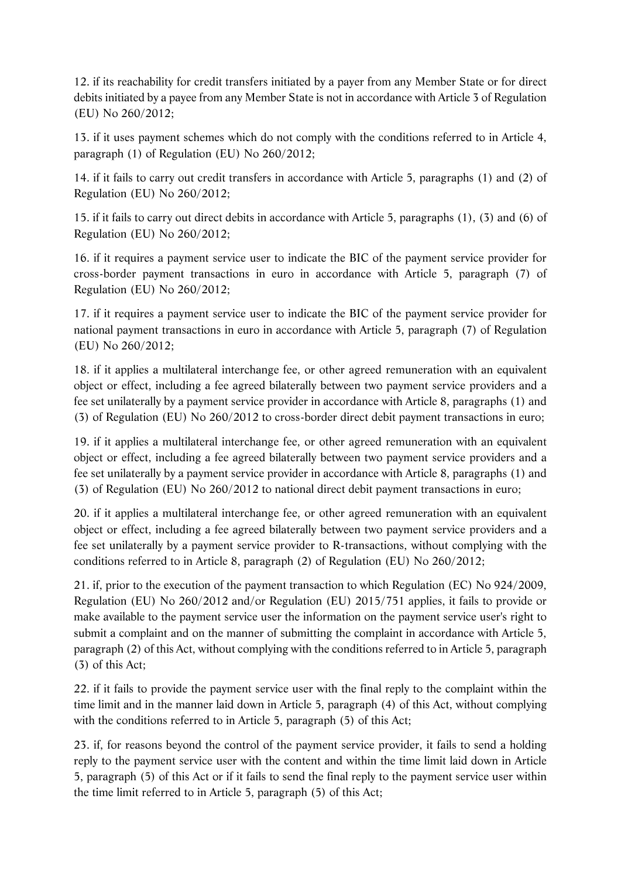12. if its reachability for credit transfers initiated by a payer from any Member State or for direct debits initiated by a payee from any Member State is not in accordance with Article 3 of Regulation (EU) No 260/2012;

13. if it uses payment schemes which do not comply with the conditions referred to in Article 4, paragraph (1) of Regulation (EU) No 260/2012;

14. if it fails to carry out credit transfers in accordance with Article 5, paragraphs (1) and (2) of Regulation (EU) No 260/2012;

15. if it fails to carry out direct debits in accordance with Article 5, paragraphs (1), (3) and (6) of Regulation (EU) No 260/2012;

16. if it requires a payment service user to indicate the BIC of the payment service provider for cross-border payment transactions in euro in accordance with Article 5, paragraph (7) of Regulation (EU) No 260/2012;

17. if it requires a payment service user to indicate the BIC of the payment service provider for national payment transactions in euro in accordance with Article 5, paragraph (7) of Regulation (EU) No 260/2012;

18. if it applies a multilateral interchange fee, or other agreed remuneration with an equivalent object or effect, including a fee agreed bilaterally between two payment service providers and a fee set unilaterally by a payment service provider in accordance with Article 8, paragraphs (1) and (3) of Regulation (EU) No 260/2012 to cross-border direct debit payment transactions in euro;

19. if it applies a multilateral interchange fee, or other agreed remuneration with an equivalent object or effect, including a fee agreed bilaterally between two payment service providers and a fee set unilaterally by a payment service provider in accordance with Article 8, paragraphs (1) and (3) of Regulation (EU) No 260/2012 to national direct debit payment transactions in euro;

20. if it applies a multilateral interchange fee, or other agreed remuneration with an equivalent object or effect, including a fee agreed bilaterally between two payment service providers and a fee set unilaterally by a payment service provider to R-transactions, without complying with the conditions referred to in Article 8, paragraph (2) of Regulation (EU) No 260/2012;

21. if, prior to the execution of the payment transaction to which Regulation (EC) No 924/2009, Regulation (EU) No 260/2012 and/or Regulation (EU) 2015/751 applies, it fails to provide or make available to the payment service user the information on the payment service user's right to submit a complaint and on the manner of submitting the complaint in accordance with Article 5, paragraph (2) of this Act, without complying with the conditions referred to in Article 5, paragraph (3) of this Act;

22. if it fails to provide the payment service user with the final reply to the complaint within the time limit and in the manner laid down in Article 5, paragraph (4) of this Act, without complying with the conditions referred to in Article 5, paragraph (5) of this Act;

23. if, for reasons beyond the control of the payment service provider, it fails to send a holding reply to the payment service user with the content and within the time limit laid down in Article 5, paragraph (5) of this Act or if it fails to send the final reply to the payment service user within the time limit referred to in Article 5, paragraph (5) of this Act;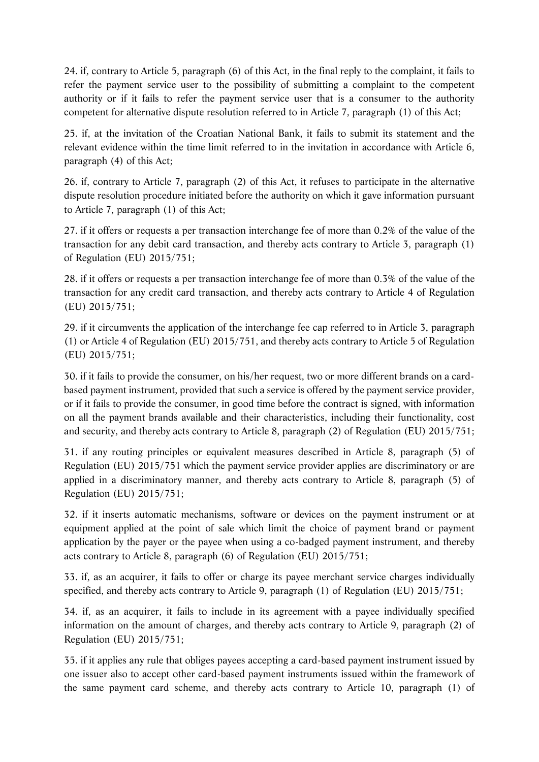24. if, contrary to Article 5, paragraph (6) of this Act, in the final reply to the complaint, it fails to refer the payment service user to the possibility of submitting a complaint to the competent authority or if it fails to refer the payment service user that is a consumer to the authority competent for alternative dispute resolution referred to in Article 7, paragraph (1) of this Act;

25. if, at the invitation of the Croatian National Bank, it fails to submit its statement and the relevant evidence within the time limit referred to in the invitation in accordance with Article 6, paragraph (4) of this Act;

26. if, contrary to Article 7, paragraph (2) of this Act, it refuses to participate in the alternative dispute resolution procedure initiated before the authority on which it gave information pursuant to Article 7, paragraph (1) of this Act;

27. if it offers or requests a per transaction interchange fee of more than 0.2% of the value of the transaction for any debit card transaction, and thereby acts contrary to Article 3, paragraph (1) of Regulation (EU) 2015/751;

28. if it offers or requests a per transaction interchange fee of more than 0.3% of the value of the transaction for any credit card transaction, and thereby acts contrary to Article 4 of Regulation (EU) 2015/751;

29. if it circumvents the application of the interchange fee cap referred to in Article 3, paragraph (1) or Article 4 of Regulation (EU) 2015/751, and thereby acts contrary to Article 5 of Regulation (EU) 2015/751;

30. if it fails to provide the consumer, on his/her request, two or more different brands on a card-based payment instrument, provided that such a service is offered by the payment service provider, or if it fails to provide the consumer, in good time before the contract is signed, with information on all the payment brands available and their characteristics, including their functionality, cost and security, and thereby acts contrary to Article 8, paragraph (2) of Regulation (EU) 2015/751;

31. if any routing principles or equivalent measures described in Article 8, paragraph (5) of Regulation (EU) 2015/751 which the payment service provider applies are discriminatory or are applied in a discriminatory manner, and thereby acts contrary to Article 8, paragraph (5) of Regulation (EU) 2015/751;

32. if it inserts automatic mechanisms, software or devices on the payment instrument or at equipment applied at the point of sale which limit the choice of payment brand or payment application by the payer or the payee when using a co-badged payment instrument, and thereby acts contrary to Article 8, paragraph (6) of Regulation (EU) 2015/751;

33. if, as an acquirer, it fails to offer or charge its payee merchant service charges individually specified, and thereby acts contrary to Article 9, paragraph (1) of Regulation (EU) 2015/751;

34. if, as an acquirer, it fails to include in its agreement with a payee individually specified information on the amount of charges, and thereby acts contrary to Article 9, paragraph (2) of Regulation (EU) 2015/751;

35. if it applies any rule that obliges payees accepting a card-based payment instrument issued by one issuer also to accept other card-based payment instruments issued within the framework of the same payment card scheme, and thereby acts contrary to Article 10, paragraph (1) of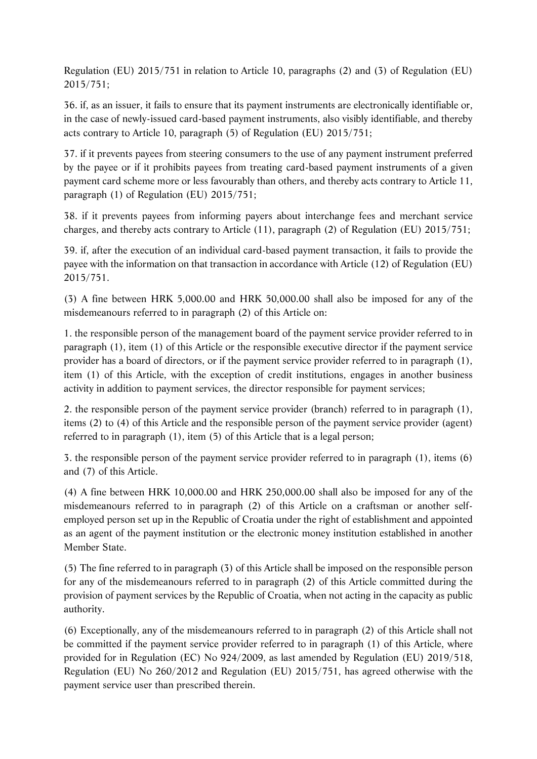Regulation (EU) 2015/751 in relation to Article 10, paragraphs (2) and (3) of Regulation (EU) 2015/751;

36. if, as an issuer, it fails to ensure that its payment instruments are electronically identifiable or, in the case of newly-issued card-based payment instruments, also visibly identifiable, and thereby acts contrary to Article 10, paragraph (5) of Regulation (EU) 2015/751;

37. if it prevents payees from steering consumers to the use of any payment instrument preferred by the payee or if it prohibits payees from treating card-based payment instruments of a given payment card scheme more or less favourably than others, and thereby acts contrary to Article 11, paragraph (1) of Regulation (EU) 2015/751;

38. if it prevents payees from informing payers about interchange fees and merchant service charges, and thereby acts contrary to Article (11), paragraph (2) of Regulation (EU) 2015/751;

39. if, after the execution of an individual card-based payment transaction, it fails to provide the payee with the information on that transaction in accordance with Article (12) of Regulation (EU) 2015/751.

(3) A fine between HRK 5,000.00 and HRK 50,000.00 shall also be imposed for any of the misdemeanours referred to in paragraph (2) of this Article on:

1. the responsible person of the management board of the payment service provider referred to in paragraph (1), item (1) of this Article or the responsible executive director if the payment service provider has a board of directors, or if the payment service provider referred to in paragraph (1), item (1) of this Article, with the exception of credit institutions, engages in another business activity in addition to payment services, the director responsible for payment services;

2. the responsible person of the payment service provider (branch) referred to in paragraph (1), items (2) to (4) of this Article and the responsible person of the payment service provider (agent) referred to in paragraph (1), item (5) of this Article that is a legal person;

3. the responsible person of the payment service provider referred to in paragraph (1), items (6) and (7) of this Article.

(4) A fine between HRK 10,000.00 and HRK 250,000.00 shall also be imposed for any of the misdemeanours referred to in paragraph (2) of this Article on a craftsman or another self-employed person set up in the Republic of Croatia under the right of establishment and appointed as an agent of the payment institution or the electronic money institution established in another Member State.

(5) The fine referred to in paragraph (3) of this Article shall be imposed on the responsible person for any of the misdemeanours referred to in paragraph (2) of this Article committed during the provision of payment services by the Republic of Croatia, when not acting in the capacity as public authority.

(6) Exceptionally, any of the misdemeanours referred to in paragraph (2) of this Article shall not be committed if the payment service provider referred to in paragraph (1) of this Article, where provided for in Regulation (EC) No 924/2009, as last amended by Regulation (EU) 2019/518, Regulation (EU) No 260/2012 and Regulation (EU) 2015/751, has agreed otherwise with the payment service user than prescribed therein.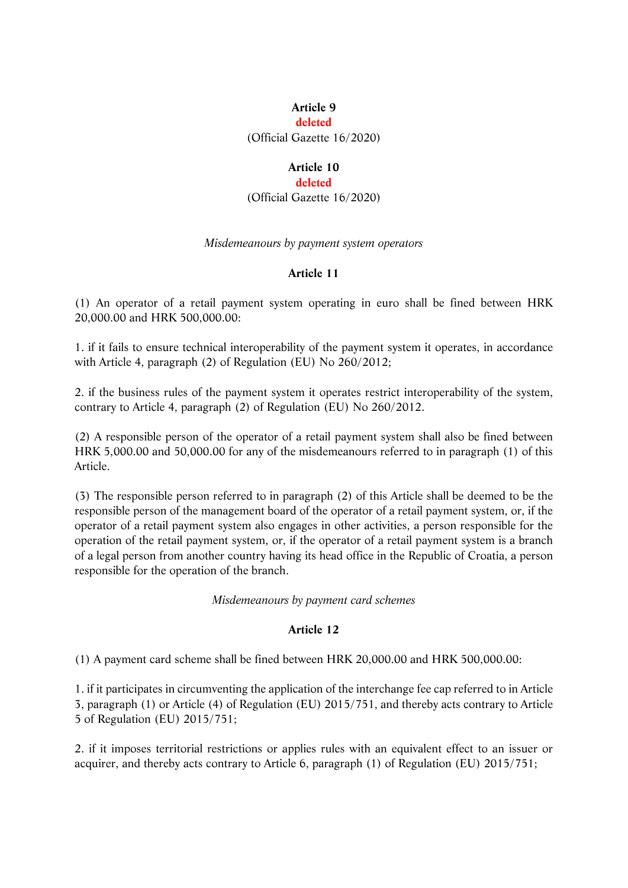**Article 9**
**deleted**
(Official Gazette 16/2020)

**Article 10**
**deleted**
(Official Gazette 16/2020)

*Misdemeanours by payment system operators*

**Article 11**

(1) An operator of a retail payment system operating in euro shall be fined between HRK 20,000.00 and HRK 500,000.00:

1. if it fails to ensure technical interoperability of the payment system it operates, in accordance with Article 4, paragraph (2) of Regulation (EU) No 260/2012;

2. if the business rules of the payment system it operates restrict interoperability of the system, contrary to Article 4, paragraph (2) of Regulation (EU) No 260/2012.

(2) A responsible person of the operator of a retail payment system shall also be fined between HRK 5,000.00 and 50,000.00 for any of the misdemeanours referred to in paragraph (1) of this Article.

(3) The responsible person referred to in paragraph (2) of this Article shall be deemed to be the responsible person of the management board of the operator of a retail payment system, or, if the operator of a retail payment system also engages in other activities, a person responsible for the operation of the retail payment system, or, if the operator of a retail payment system is a branch of a legal person from another country having its head office in the Republic of Croatia, a person responsible for the operation of the branch.

*Misdemeanours by payment card schemes*

**Article 12**

(1) A payment card scheme shall be fined between HRK 20,000.00 and HRK 500,000.00:

1. if it participates in circumventing the application of the interchange fee cap referred to in Article 3, paragraph (1) or Article (4) of Regulation (EU) 2015/751, and thereby acts contrary to Article 5 of Regulation (EU) 2015/751;

2. if it imposes territorial restrictions or applies rules with an equivalent effect to an issuer or acquirer, and thereby acts contrary to Article 6, paragraph (1) of Regulation (EU) 2015/751;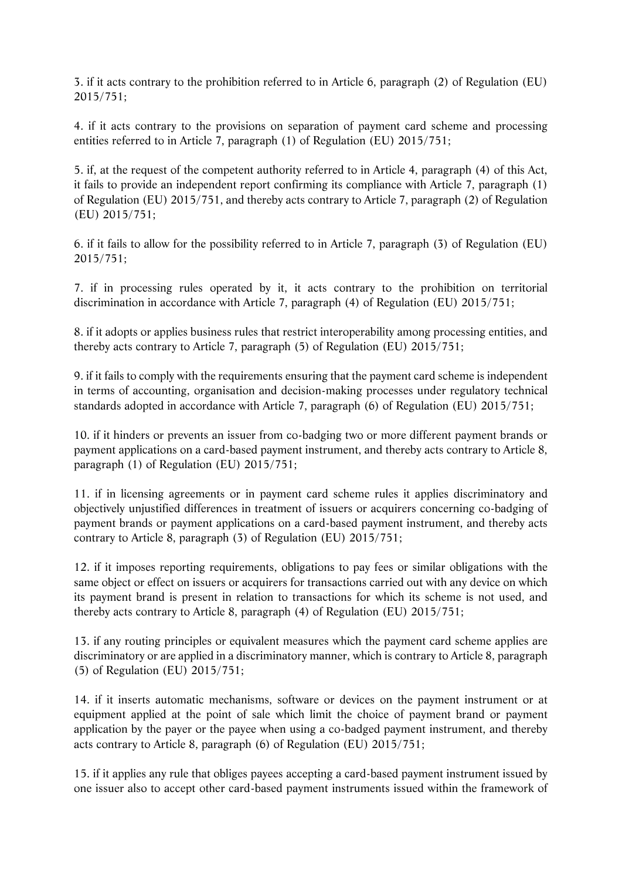3. if it acts contrary to the prohibition referred to in Article 6, paragraph (2) of Regulation (EU) 2015/751;

4. if it acts contrary to the provisions on separation of payment card scheme and processing entities referred to in Article 7, paragraph (1) of Regulation (EU) 2015/751;

5. if, at the request of the competent authority referred to in Article 4, paragraph (4) of this Act, it fails to provide an independent report confirming its compliance with Article 7, paragraph (1) of Regulation (EU) 2015/751, and thereby acts contrary to Article 7, paragraph (2) of Regulation (EU) 2015/751;

6. if it fails to allow for the possibility referred to in Article 7, paragraph (3) of Regulation (EU) 2015/751;

7. if in processing rules operated by it, it acts contrary to the prohibition on territorial discrimination in accordance with Article 7, paragraph (4) of Regulation (EU) 2015/751;

8. if it adopts or applies business rules that restrict interoperability among processing entities, and thereby acts contrary to Article 7, paragraph (5) of Regulation (EU) 2015/751;

9. if it fails to comply with the requirements ensuring that the payment card scheme is independent in terms of accounting, organisation and decision-making processes under regulatory technical standards adopted in accordance with Article 7, paragraph (6) of Regulation (EU) 2015/751;

10. if it hinders or prevents an issuer from co-badging two or more different payment brands or payment applications on a card-based payment instrument, and thereby acts contrary to Article 8, paragraph (1) of Regulation (EU) 2015/751;

11. if in licensing agreements or in payment card scheme rules it applies discriminatory and objectively unjustified differences in treatment of issuers or acquirers concerning co-badging of payment brands or payment applications on a card-based payment instrument, and thereby acts contrary to Article 8, paragraph (3) of Regulation (EU) 2015/751;

12. if it imposes reporting requirements, obligations to pay fees or similar obligations with the same object or effect on issuers or acquirers for transactions carried out with any device on which its payment brand is present in relation to transactions for which its scheme is not used, and thereby acts contrary to Article 8, paragraph (4) of Regulation (EU) 2015/751;

13. if any routing principles or equivalent measures which the payment card scheme applies are discriminatory or are applied in a discriminatory manner, which is contrary to Article 8, paragraph (5) of Regulation (EU) 2015/751;

14. if it inserts automatic mechanisms, software or devices on the payment instrument or at equipment applied at the point of sale which limit the choice of payment brand or payment application by the payer or the payee when using a co-badged payment instrument, and thereby acts contrary to Article 8, paragraph (6) of Regulation (EU) 2015/751;

15. if it applies any rule that obliges payees accepting a card-based payment instrument issued by one issuer also to accept other card-based payment instruments issued within the framework of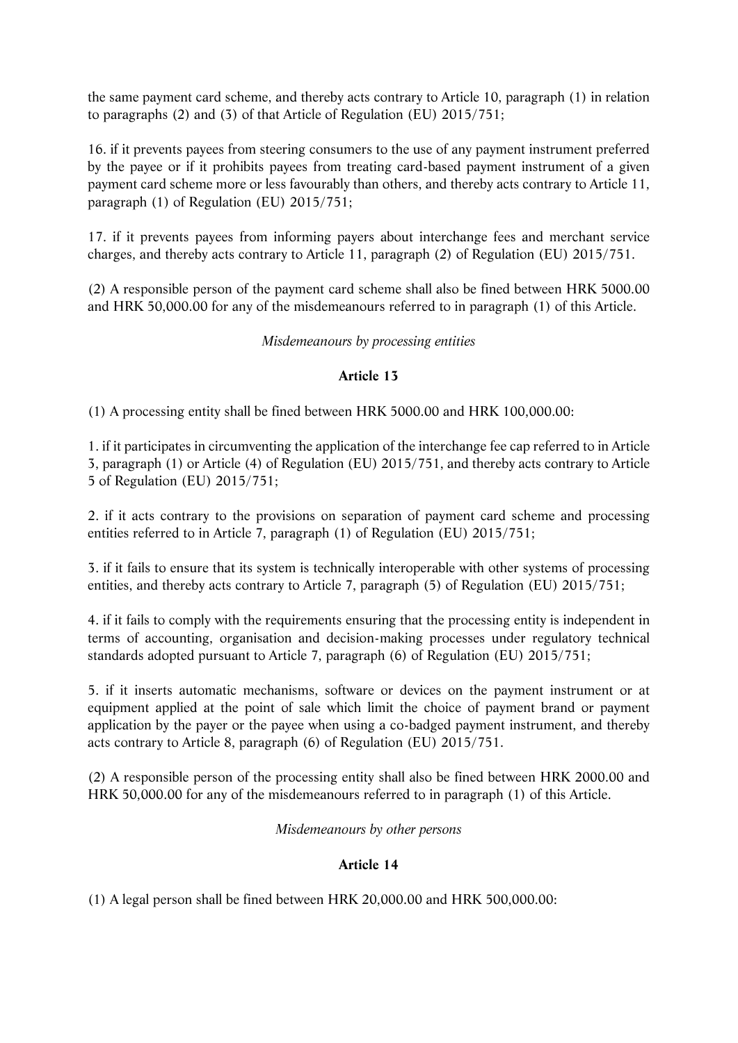the same payment card scheme, and thereby acts contrary to Article 10, paragraph (1) in relation to paragraphs (2) and (3) of that Article of Regulation (EU) 2015/751;

16. if it prevents payees from steering consumers to the use of any payment instrument preferred by the payee or if it prohibits payees from treating card-based payment instrument of a given payment card scheme more or less favourably than others, and thereby acts contrary to Article 11, paragraph (1) of Regulation (EU) 2015/751;

17. if it prevents payees from informing payers about interchange fees and merchant service charges, and thereby acts contrary to Article 11, paragraph (2) of Regulation (EU) 2015/751.

(2) A responsible person of the payment card scheme shall also be fined between HRK 5000.00 and HRK 50,000.00 for any of the misdemeanours referred to in paragraph (1) of this Article.

*Misdemeanours by processing entities*

**Article 13**

(1) A processing entity shall be fined between HRK 5000.00 and HRK 100,000.00:

1. if it participates in circumventing the application of the interchange fee cap referred to in Article 3, paragraph (1) or Article (4) of Regulation (EU) 2015/751, and thereby acts contrary to Article 5 of Regulation (EU) 2015/751;

2. if it acts contrary to the provisions on separation of payment card scheme and processing entities referred to in Article 7, paragraph (1) of Regulation (EU) 2015/751;

3. if it fails to ensure that its system is technically interoperable with other systems of processing entities, and thereby acts contrary to Article 7, paragraph (5) of Regulation (EU) 2015/751;

4. if it fails to comply with the requirements ensuring that the processing entity is independent in terms of accounting, organisation and decision-making processes under regulatory technical standards adopted pursuant to Article 7, paragraph (6) of Regulation (EU) 2015/751;

5. if it inserts automatic mechanisms, software or devices on the payment instrument or at equipment applied at the point of sale which limit the choice of payment brand or payment application by the payer or the payee when using a co-badged payment instrument, and thereby acts contrary to Article 8, paragraph (6) of Regulation (EU) 2015/751.

(2) A responsible person of the processing entity shall also be fined between HRK 2000.00 and HRK 50,000.00 for any of the misdemeanours referred to in paragraph (1) of this Article.

*Misdemeanours by other persons*

**Article 14**

(1) A legal person shall be fined between HRK 20,000.00 and HRK 500,000.00: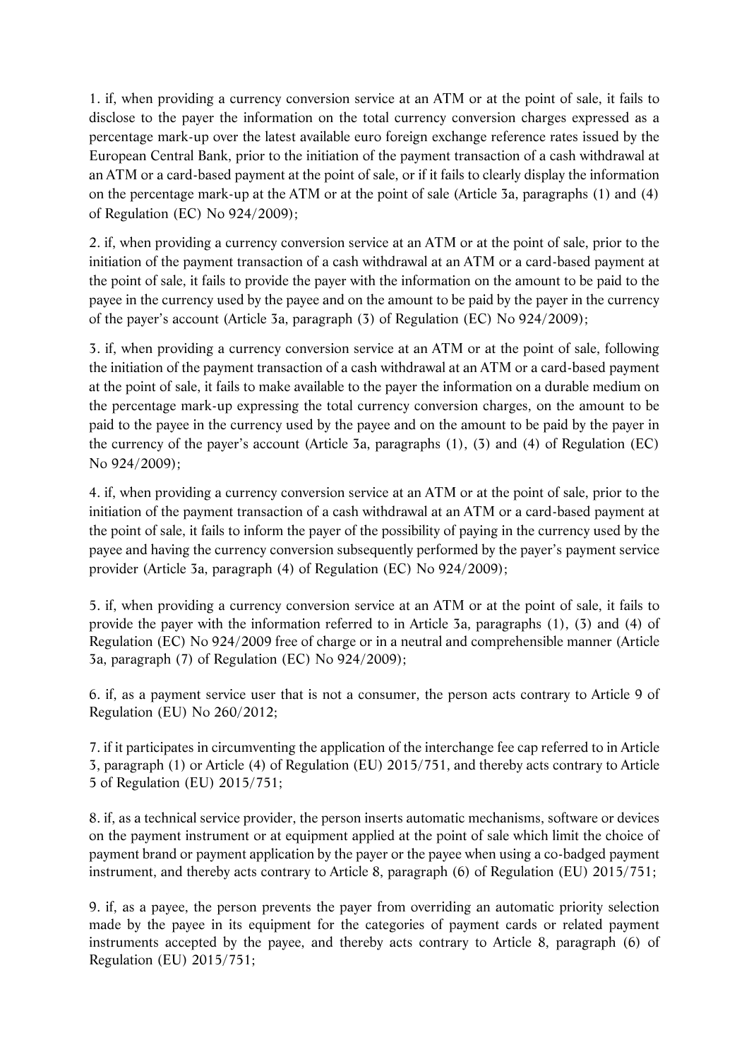1. if, when providing a currency conversion service at an ATM or at the point of sale, it fails to disclose to the payer the information on the total currency conversion charges expressed as a percentage mark-up over the latest available euro foreign exchange reference rates issued by the European Central Bank, prior to the initiation of the payment transaction of a cash withdrawal at an ATM or a card-based payment at the point of sale, or if it fails to clearly display the information on the percentage mark-up at the ATM or at the point of sale (Article 3a, paragraphs (1) and (4) of Regulation (EC) No 924/2009);

2. if, when providing a currency conversion service at an ATM or at the point of sale, prior to the initiation of the payment transaction of a cash withdrawal at an ATM or a card-based payment at the point of sale, it fails to provide the payer with the information on the amount to be paid to the payee in the currency used by the payee and on the amount to be paid by the payer in the currency of the payer's account (Article 3a, paragraph (3) of Regulation (EC) No 924/2009);

3. if, when providing a currency conversion service at an ATM or at the point of sale, following the initiation of the payment transaction of a cash withdrawal at an ATM or a card-based payment at the point of sale, it fails to make available to the payer the information on a durable medium on the percentage mark-up expressing the total currency conversion charges, on the amount to be paid to the payee in the currency used by the payee and on the amount to be paid by the payer in the currency of the payer's account (Article 3a, paragraphs (1), (3) and (4) of Regulation (EC) No 924/2009);

4. if, when providing a currency conversion service at an ATM or at the point of sale, prior to the initiation of the payment transaction of a cash withdrawal at an ATM or a card-based payment at the point of sale, it fails to inform the payer of the possibility of paying in the currency used by the payee and having the currency conversion subsequently performed by the payer's payment service provider (Article 3a, paragraph (4) of Regulation (EC) No 924/2009);

5. if, when providing a currency conversion service at an ATM or at the point of sale, it fails to provide the payer with the information referred to in Article 3a, paragraphs (1), (3) and (4) of Regulation (EC) No 924/2009 free of charge or in a neutral and comprehensible manner (Article 3a, paragraph (7) of Regulation (EC) No 924/2009);

6. if, as a payment service user that is not a consumer, the person acts contrary to Article 9 of Regulation (EU) No 260/2012;

7. if it participates in circumventing the application of the interchange fee cap referred to in Article 3, paragraph (1) or Article (4) of Regulation (EU) 2015/751, and thereby acts contrary to Article 5 of Regulation (EU) 2015/751;

8. if, as a technical service provider, the person inserts automatic mechanisms, software or devices on the payment instrument or at equipment applied at the point of sale which limit the choice of payment brand or payment application by the payer or the payee when using a co-badged payment instrument, and thereby acts contrary to Article 8, paragraph (6) of Regulation (EU) 2015/751;

9. if, as a payee, the person prevents the payer from overriding an automatic priority selection made by the payee in its equipment for the categories of payment cards or related payment instruments accepted by the payee, and thereby acts contrary to Article 8, paragraph (6) of Regulation (EU) 2015/751;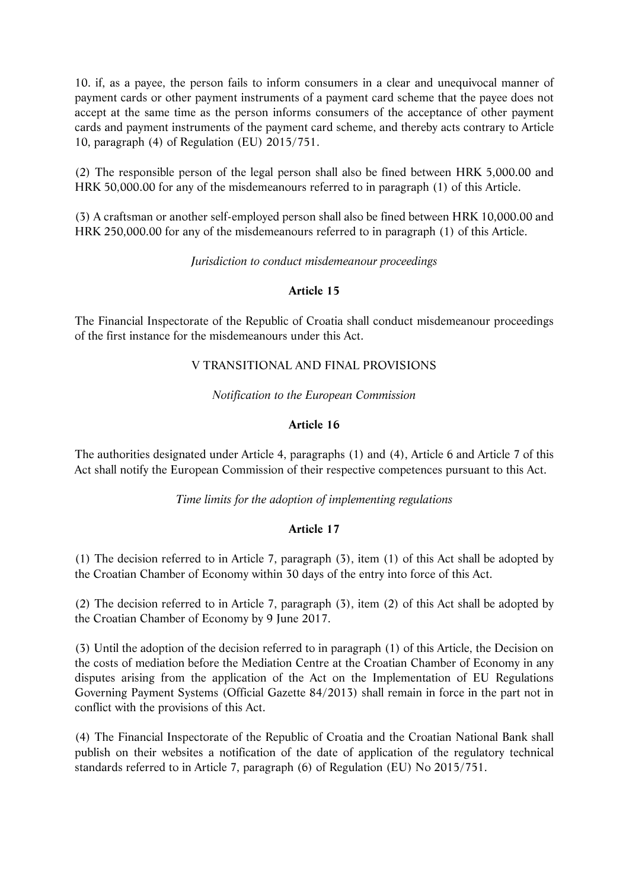10. if, as a payee, the person fails to inform consumers in a clear and unequivocal manner of payment cards or other payment instruments of a payment card scheme that the payee does not accept at the same time as the person informs consumers of the acceptance of other payment cards and payment instruments of the payment card scheme, and thereby acts contrary to Article 10, paragraph (4) of Regulation (EU) 2015/751.

(2) The responsible person of the legal person shall also be fined between HRK 5,000.00 and HRK 50,000.00 for any of the misdemeanours referred to in paragraph (1) of this Article.

(3) A craftsman or another self-employed person shall also be fined between HRK 10,000.00 and HRK 250,000.00 for any of the misdemeanours referred to in paragraph (1) of this Article.

*Jurisdiction to conduct misdemeanour proceedings*

**Article 15**

The Financial Inspectorate of the Republic of Croatia shall conduct misdemeanour proceedings of the first instance for the misdemeanours under this Act.

## V TRANSITIONAL AND FINAL PROVISIONS

*Notification to the European Commission*

**Article 16**

The authorities designated under Article 4, paragraphs (1) and (4), Article 6 and Article 7 of this Act shall notify the European Commission of their respective competences pursuant to this Act.

*Time limits for the adoption of implementing regulations*

**Article 17**

(1) The decision referred to in Article 7, paragraph (3), item (1) of this Act shall be adopted by the Croatian Chamber of Economy within 30 days of the entry into force of this Act.

(2) The decision referred to in Article 7, paragraph (3), item (2) of this Act shall be adopted by the Croatian Chamber of Economy by 9 June 2017.

(3) Until the adoption of the decision referred to in paragraph (1) of this Article, the Decision on the costs of mediation before the Mediation Centre at the Croatian Chamber of Economy in any disputes arising from the application of the Act on the Implementation of EU Regulations Governing Payment Systems (Official Gazette 84/2013) shall remain in force in the part not in conflict with the provisions of this Act.

(4) The Financial Inspectorate of the Republic of Croatia and the Croatian National Bank shall publish on their websites a notification of the date of application of the regulatory technical standards referred to in Article 7, paragraph (6) of Regulation (EU) No 2015/751.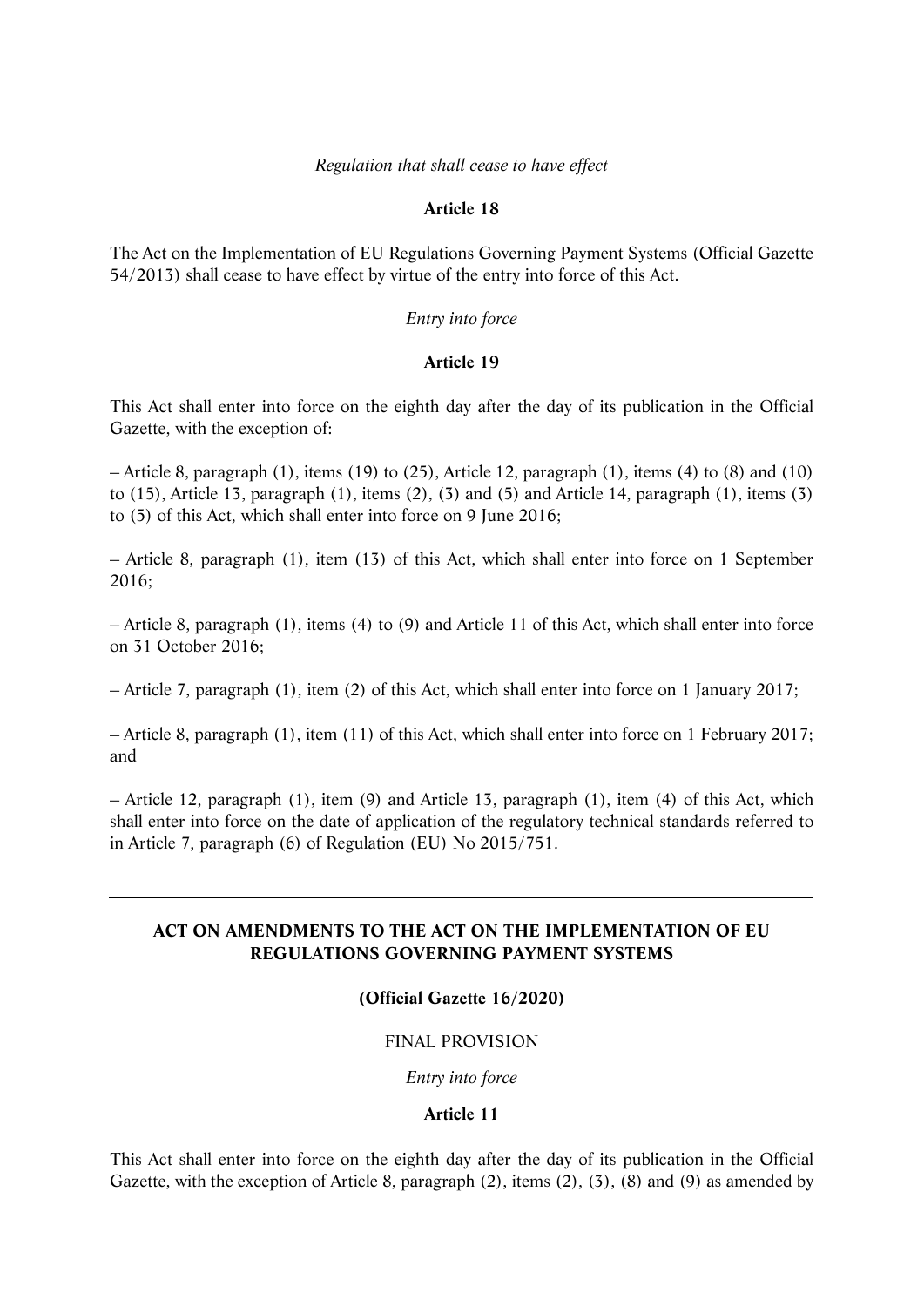*Regulation that shall cease to have effect*

**Article 18**

The Act on the Implementation of EU Regulations Governing Payment Systems (Official Gazette 54/2013) shall cease to have effect by virtue of the entry into force of this Act.

*Entry into force*

**Article 19**

This Act shall enter into force on the eighth day after the day of its publication in the Official Gazette, with the exception of:

– Article 8, paragraph (1), items (19) to (25), Article 12, paragraph (1), items (4) to (8) and (10) to (15), Article 13, paragraph (1), items (2), (3) and (5) and Article 14, paragraph (1), items (3) to (5) of this Act, which shall enter into force on 9 June 2016;

– Article 8, paragraph (1), item (13) of this Act, which shall enter into force on 1 September 2016;

– Article 8, paragraph (1), items (4) to (9) and Article 11 of this Act, which shall enter into force on 31 October 2016;

– Article 7, paragraph (1), item (2) of this Act, which shall enter into force on 1 January 2017;

– Article 8, paragraph (1), item (11) of this Act, which shall enter into force on 1 February 2017; and

– Article 12, paragraph (1), item (9) and Article 13, paragraph (1), item (4) of this Act, which shall enter into force on the date of application of the regulatory technical standards referred to in Article 7, paragraph (6) of Regulation (EU) No 2015/751.

---

## ACT ON AMENDMENTS TO THE ACT ON THE IMPLEMENTATION OF EU REGULATIONS GOVERNING PAYMENT SYSTEMS

**(Official Gazette 16/2020)**

FINAL PROVISION

*Entry into force*

**Article 11**

This Act shall enter into force on the eighth day after the day of its publication in the Official Gazette, with the exception of Article 8, paragraph (2), items (2), (3), (8) and (9) as amended by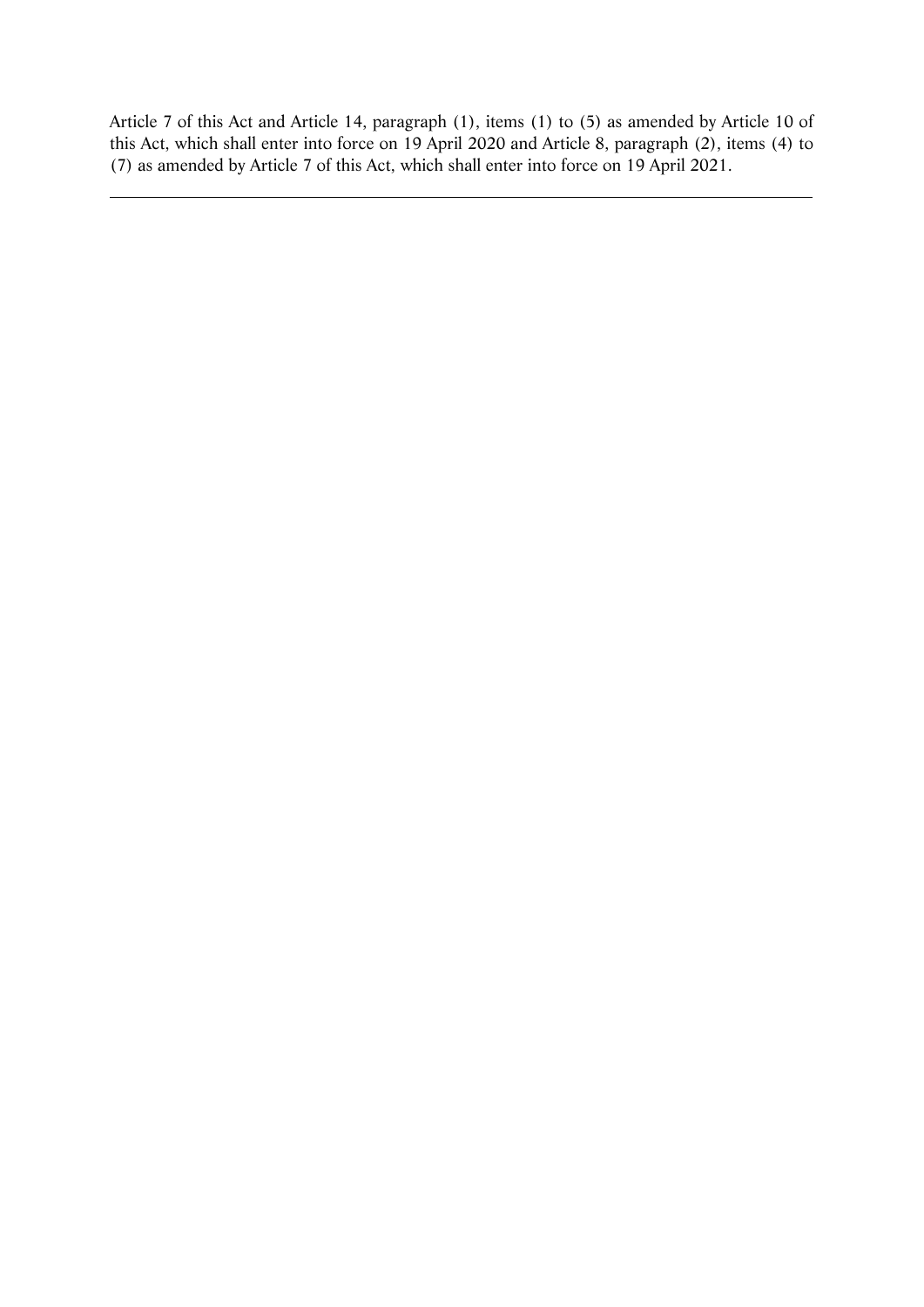Article 7 of this Act and Article 14, paragraph (1), items (1) to (5) as amended by Article 10 of this Act, which shall enter into force on 19 April 2020 and Article 8, paragraph (2), items (4) to (7) as amended by Article 7 of this Act, which shall enter into force on 19 April 2021.

---